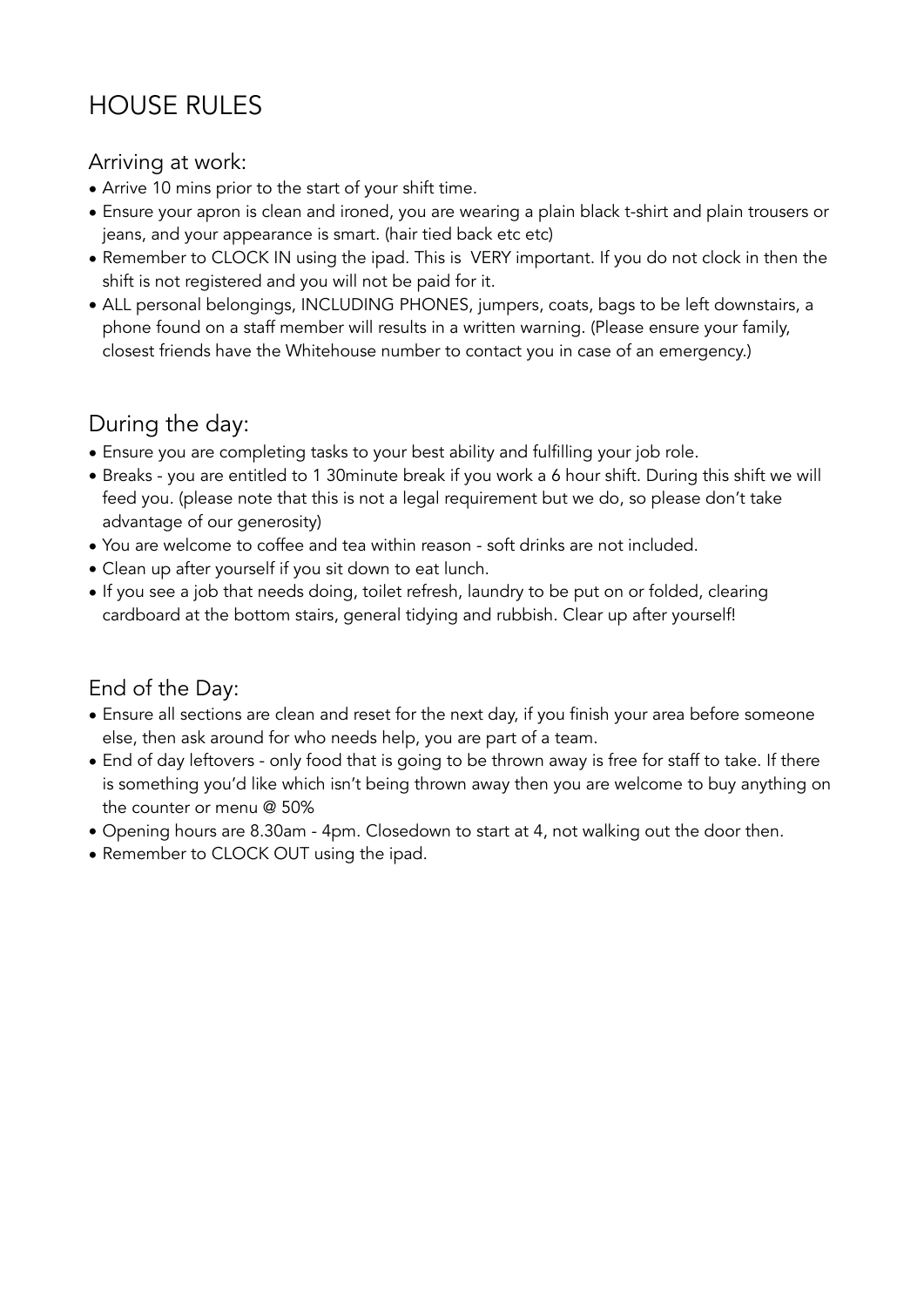# HOUSE RULES

## Arriving at work:

- Arrive 10 mins prior to the start of your shift time.
- Ensure your apron is clean and ironed, you are wearing a plain black t-shirt and plain trousers or jeans, and your appearance is smart. (hair tied back etc etc)
- Remember to CLOCK IN using the ipad. This is VERY important. If you do not clock in then the shift is not registered and you will not be paid for it.
- ALL personal belongings, INCLUDING PHONES, jumpers, coats, bags to be left downstairs, a phone found on a staff member will results in a written warning. (Please ensure your family, closest friends have the Whitehouse number to contact you in case of an emergency.)

## During the day:

- Ensure you are completing tasks to your best ability and fulfilling your job role.
- Breaks - you are entitled to 1 30minute break if you work a 6 hour shift. During this shift we will feed you. (please note that this is not a legal requirement but we do, so please don't take advantage of our generosity)
- You are welcome to coffee and tea within reason - soft drinks are not included.
- Clean up after yourself if you sit down to eat lunch.
- If you see a job that needs doing, toilet refresh, laundry to be put on or folded, clearing cardboard at the bottom stairs, general tidying and rubbish. Clear up after yourself!

## End of the Day:

- Ensure all sections are clean and reset for the next day, if you finish your area before someone else, then ask around for who needs help, you are part of a team.
- End of day leftovers - only food that is going to be thrown away is free for staff to take. If there is something you'd like which isn't being thrown away then you are welcome to buy anything on the counter or menu @ 50%
- Opening hours are 8.30am - 4pm. Closedown to start at 4, not walking out the door then.
- Remember to CLOCK OUT using the ipad.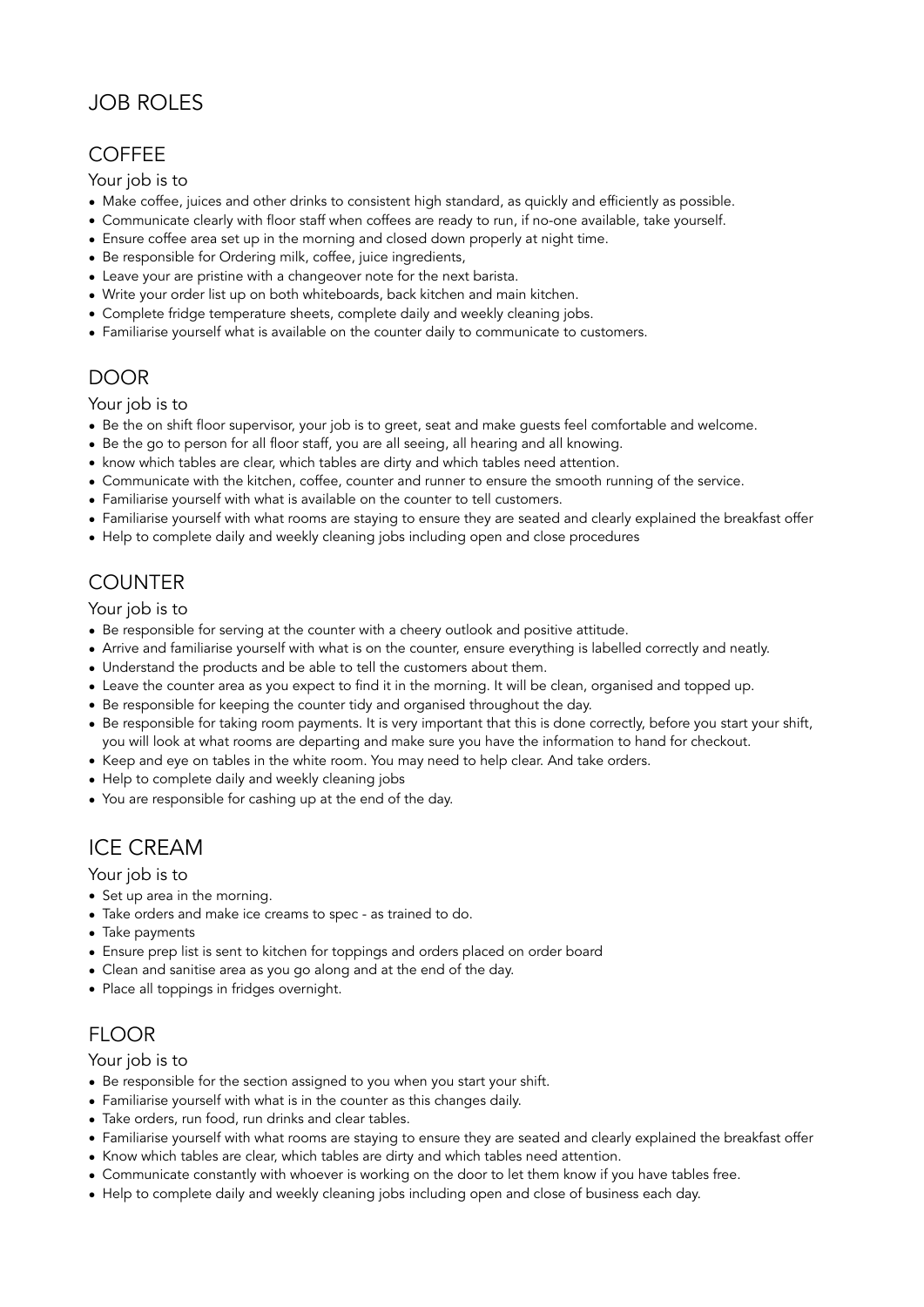# JOB ROLES

## COFFEE

Your job is to

- Make coffee, juices and other drinks to consistent high standard, as quickly and efficiently as possible.
- Communicate clearly with floor staff when coffees are ready to run, if no-one available, take yourself.
- Ensure coffee area set up in the morning and closed down properly at night time.
- Be responsible for Ordering milk, coffee, juice ingredients,
- Leave your are pristine with a changeover note for the next barista.
- Write your order list up on both whiteboards, back kitchen and main kitchen.
- Complete fridge temperature sheets, complete daily and weekly cleaning jobs.
- Familiarise yourself what is available on the counter daily to communicate to customers.

## DOOR

Your job is to

- Be the on shift floor supervisor, your job is to greet, seat and make guests feel comfortable and welcome.
- Be the go to person for all floor staff, you are all seeing, all hearing and all knowing.
- know which tables are clear, which tables are dirty and which tables need attention.
- Communicate with the kitchen, coffee, counter and runner to ensure the smooth running of the service.
- Familiarise yourself with what is available on the counter to tell customers.
- Familiarise yourself with what rooms are staying to ensure they are seated and clearly explained the breakfast offer
- Help to complete daily and weekly cleaning jobs including open and close procedures

## COUNTER

Your job is to

- Be responsible for serving at the counter with a cheery outlook and positive attitude.
- Arrive and familiarise yourself with what is on the counter, ensure everything is labelled correctly and neatly.
- Understand the products and be able to tell the customers about them.
- Leave the counter area as you expect to find it in the morning. It will be clean, organised and topped up.
- Be responsible for keeping the counter tidy and organised throughout the day.
- Be responsible for taking room payments. It is very important that this is done correctly, before you start your shift, you will look at what rooms are departing and make sure you have the information to hand for checkout.
- Keep and eye on tables in the white room. You may need to help clear. And take orders.
- Help to complete daily and weekly cleaning jobs
- You are responsible for cashing up at the end of the day.

## ICE CREAM

Your job is to

- Set up area in the morning.
- Take orders and make ice creams to spec - as trained to do.
- Take payments
- Ensure prep list is sent to kitchen for toppings and orders placed on order board
- Clean and sanitise area as you go along and at the end of the day.
- Place all toppings in fridges overnight.

## FLOOR

Your job is to

- Be responsible for the section assigned to you when you start your shift.
- Familiarise yourself with what is in the counter as this changes daily.
- Take orders, run food, run drinks and clear tables.
- Familiarise yourself with what rooms are staying to ensure they are seated and clearly explained the breakfast offer
- Know which tables are clear, which tables are dirty and which tables need attention.
- Communicate constantly with whoever is working on the door to let them know if you have tables free.
- Help to complete daily and weekly cleaning jobs including open and close of business each day.